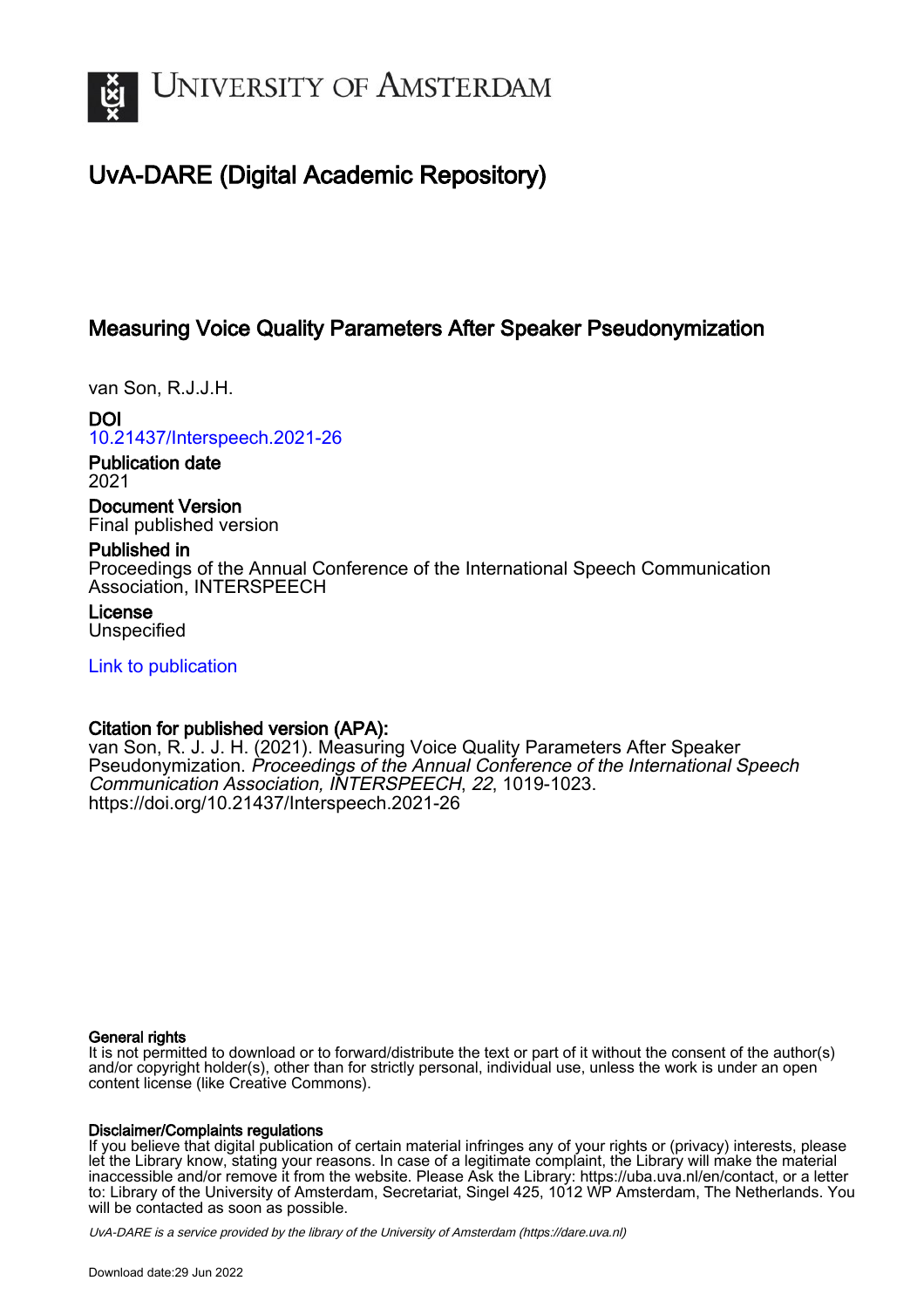University of Amsterdam

# UvA-DARE (Digital Academic Repository)

## Measuring Voice Quality Parameters After Speaker Pseudonymization

van Son, R.J.J.H.

**DOI**
10.21437/Interspeech.2021-26

**Publication date**
2021

**Document Version**
Final published version

**Published in**
Proceedings of the Annual Conference of the International Speech Communication Association, INTERSPEECH

**License**
Unspecified

Link to publication

**Citation for published version (APA):**
van Son, R. J. J. H. (2021). Measuring Voice Quality Parameters After Speaker Pseudonymization. *Proceedings of the Annual Conference of the International Speech Communication Association, INTERSPEECH*, *22*, 1019-1023. https://doi.org/10.21437/Interspeech.2021-26

**General rights**
It is not permitted to download or to forward/distribute the text or part of it without the consent of the author(s) and/or copyright holder(s), other than for strictly personal, individual use, unless the work is under an open content license (like Creative Commons).

**Disclaimer/Complaints regulations**
If you believe that digital publication of certain material infringes any of your rights or (privacy) interests, please let the Library know, stating your reasons. In case of a legitimate complaint, the Library will make the material inaccessible and/or remove it from the website. Please Ask the Library: https://uba.uva.nl/en/contact, or a letter to: Library of the University of Amsterdam, Secretariat, Singel 425, 1012 WP Amsterdam, The Netherlands. You will be contacted as soon as possible.

*UvA-DARE is a service provided by the library of the University of Amsterdam (https://dare.uva.nl)*

Download date:29 Jun 2022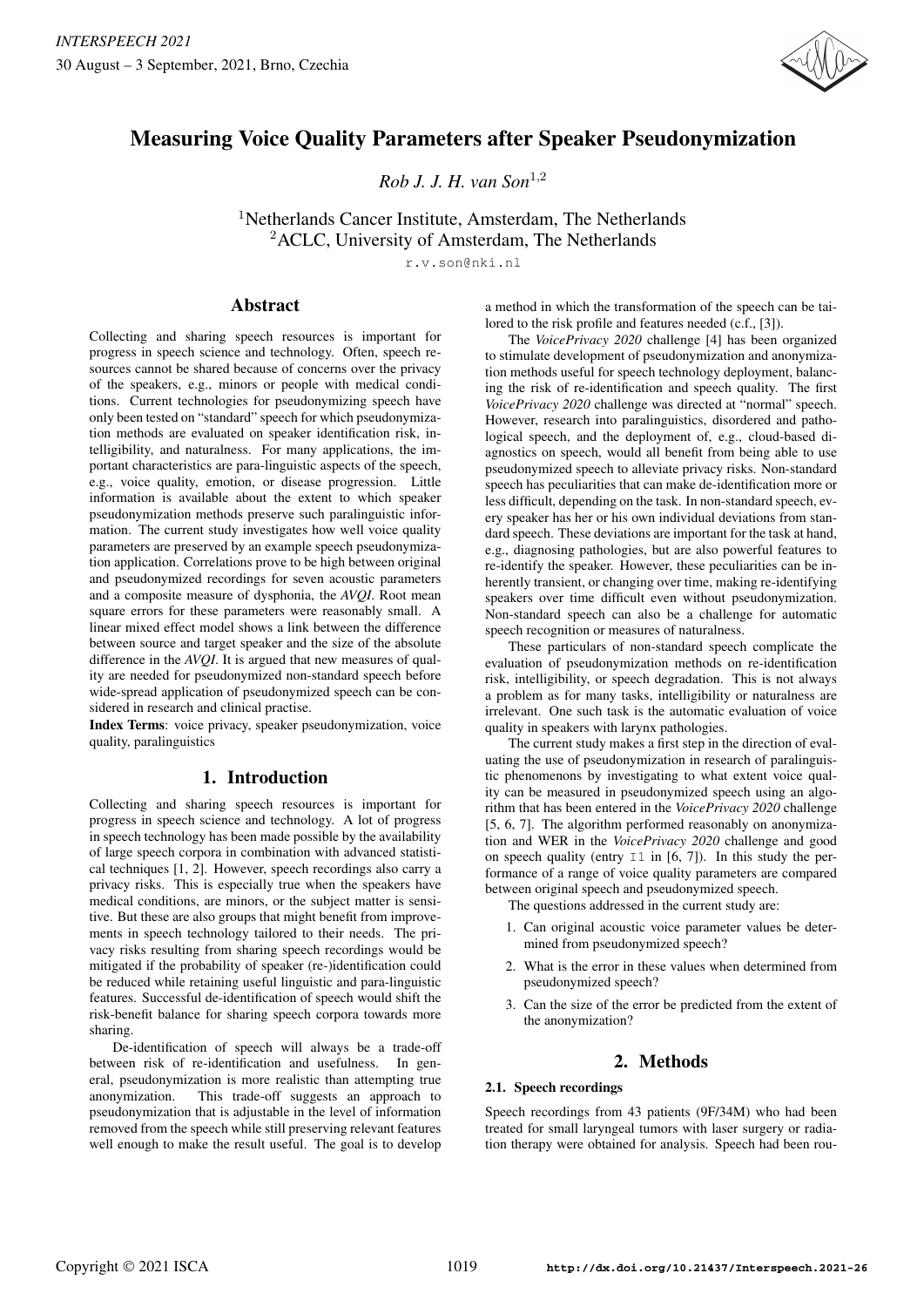# Measuring Voice Quality Parameters after Speaker Pseudonymization

*Rob J. J. H. van Son*[1,2]

[1]Netherlands Cancer Institute, Amsterdam, The Netherlands
[2]ACLC, University of Amsterdam, The Netherlands

r.v.son@nki.nl

## Abstract

Collecting and sharing speech resources is important for progress in speech science and technology. Often, speech resources cannot be shared because of concerns over the privacy of the speakers, e.g., minors or people with medical conditions. Current technologies for pseudonymizing speech have only been tested on "standard" speech for which pseudonymization methods are evaluated on speaker identification risk, intelligibility, and naturalness. For many applications, the important characteristics are para-linguistic aspects of the speech, e.g., voice quality, emotion, or disease progression. Little information is available about the extent to which speaker pseudonymization methods preserve such paralinguistic information. The current study investigates how well voice quality parameters are preserved by an example speech pseudonymization application. Correlations prove to be high between original and pseudonymized recordings for seven acoustic parameters and a composite measure of dysphonia, the *AVQI*. Root mean square errors for these parameters were reasonably small. A linear mixed effect model shows a link between the difference between source and target speaker and the size of the absolute difference in the *AVQI*. It is argued that new measures of quality are needed for pseudonymized non-standard speech before wide-spread application of pseudonymized speech can be considered in research and clinical practise.

**Index Terms**: voice privacy, speaker pseudonymization, voice quality, paralinguistics

## 1. Introduction

Collecting and sharing speech resources is important for progress in speech science and technology. A lot of progress in speech technology has been made possible by the availability of large speech corpora in combination with advanced statistical techniques [1, 2]. However, speech recordings also carry a privacy risks. This is especially true when the speakers have medical conditions, are minors, or the subject matter is sensitive. But these are also groups that might benefit from improvements in speech technology tailored to their needs. The privacy risks resulting from sharing speech recordings would be mitigated if the probability of speaker (re-)identification could be reduced while retaining useful linguistic and para-linguistic features. Successful de-identification of speech would shift the risk-benefit balance for sharing speech corpora towards more sharing.

De-identification of speech will always be a trade-off between risk of re-identification and usefulness. In general, pseudonymization is more realistic than attempting true anonymization. This trade-off suggests an approach to pseudonymization that is adjustable in the level of information removed from the speech while still preserving relevant features well enough to make the result useful. The goal is to develop a method in which the transformation of the speech can be tailored to the risk profile and features needed (c.f., [3]).

The *VoicePrivacy 2020* challenge [4] has been organized to stimulate development of pseudonymization and anonymization methods useful for speech technology deployment, balancing the risk of re-identification and speech quality. The first *VoicePrivacy 2020* challenge was directed at "normal" speech. However, research into paralinguistics, disordered and pathological speech, and the deployment of, e.g., cloud-based diagnostics on speech, would all benefit from being able to use pseudonymized speech to alleviate privacy risks. Non-standard speech has peculiarities that can make de-identification more or less difficult, depending on the task. In non-standard speech, every speaker has her or his own individual deviations from standard speech. These deviations are important for the task at hand, e.g., diagnosing pathologies, but are also powerful features to re-identify the speaker. However, these peculiarities can be inherently transient, or changing over time, making re-identifying speakers over time difficult even without pseudonymization. Non-standard speech can also be a challenge for automatic speech recognition or measures of naturalness.

These particulars of non-standard speech complicate the evaluation of pseudonymization methods on re-identification risk, intelligibility, or speech degradation. This is not always a problem as for many tasks, intelligibility or naturalness are irrelevant. One such task is the automatic evaluation of voice quality in speakers with larynx pathologies.

The current study makes a first step in the direction of evaluating the use of pseudonymization in research of paralinguistic phenomenons by investigating to what extent voice quality can be measured in pseudonymized speech using an algorithm that has been entered in the *VoicePrivacy 2020* challenge [5, 6, 7]. The algorithm performed reasonably on anonymization and WER in the *VoicePrivacy 2020* challenge and good on speech quality (entry I1 in [6, 7]). In this study the performance of a range of voice quality parameters are compared between original speech and pseudonymized speech.

The questions addressed in the current study are:

1. Can original acoustic voice parameter values be determined from pseudonymized speech?
2. What is the error in these values when determined from pseudonymized speech?
3. Can the size of the error be predicted from the extent of the anonymization?

## 2. Methods

### 2.1. Speech recordings

Speech recordings from 43 patients (9F/34M) who had been treated for small laryngeal tumors with laser surgery or radiation therapy were obtained for analysis. Speech had been rou-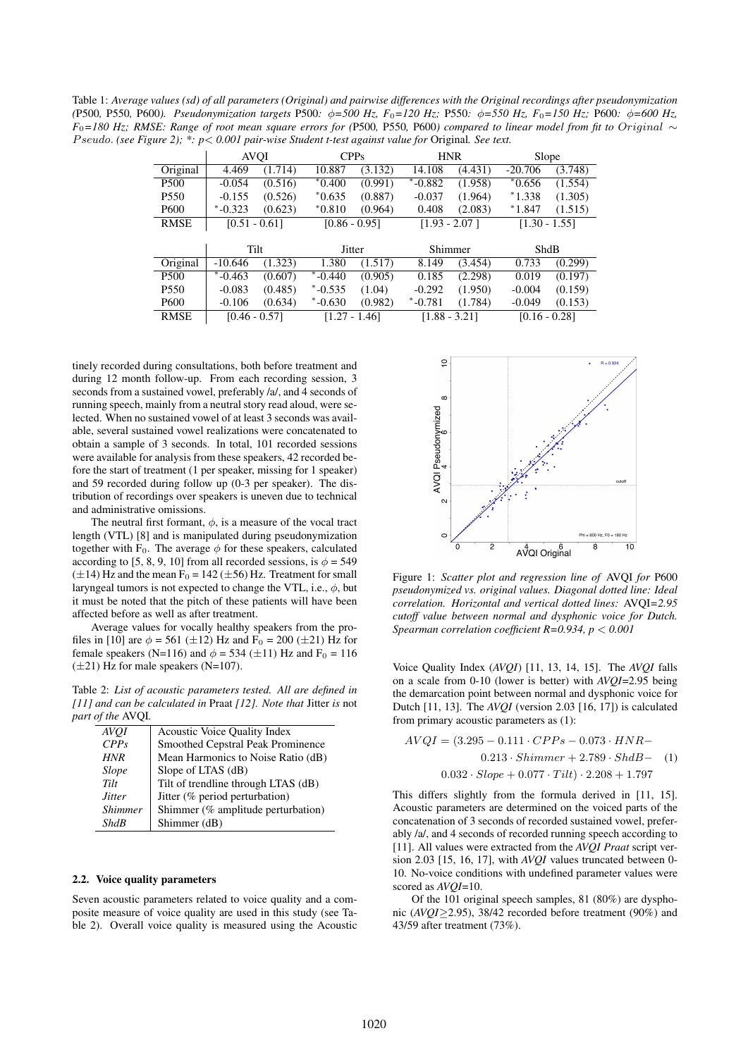Table 1: *Average values (sd) of all parameters (Original) and pairwise differences with the Original recordings after pseudonymization (*P500*,* P550*,* P600*). Pseudonymization targets* P500*: $\phi$=500 Hz, $F_0$=120 Hz;* P550*: $\phi$=550 Hz, $F_0$=150 Hz;* P600*: $\phi$=600 Hz, $F_0$=180 Hz; RMSE: Range of root mean square errors for (*P500*,* P550*,* P600*) compared to linear model from fit to $Original \sim Pseudo$. (see Figure 2); \*: p< 0.001 pair-wise Student t-test against value for* Original*. See text.*

| | AVQI | | CPPs | | HNR | | Slope | |
|---|---|---|---|---|---|---|---|---|
| Original | 4.469 | (1.714) | 10.887 | (3.132) | 14.108 | (4.431) | -20.706 | (3.748) |
| P500 | -0.054 | (0.516) | *0.400 | (0.991) | *-0.882 | (1.958) | *0.656 | (1.554) |
| P550 | -0.155 | (0.526) | *0.635 | (0.887) | -0.037 | (1.964) | *1.338 | (1.305) |
| P600 | *-0.323 | (0.623) | *0.810 | (0.964) | 0.408 | (2.083) | *1.847 | (1.515) |
| RMSE | [0.51 - 0.61] | | [0.86 - 0.95] | | [1.93 - 2.07 ] | | [1.30 - 1.55] | |
| | **Tilt** | | **Jitter** | | **Shimmer** | | **ShdB** | |
| Original | -10.646 | (1.323) | 1.380 | (1.517) | 8.149 | (3.454) | 0.733 | (0.299) |
| P500 | *-0.463 | (0.607) | *-0.440 | (0.905) | 0.185 | (2.298) | 0.019 | (0.197) |
| P550 | -0.083 | (0.485) | *-0.535 | (1.04) | -0.292 | (1.950) | -0.004 | (0.159) |
| P600 | -0.106 | (0.634) | *-0.630 | (0.982) | *-0.781 | (1.784) | -0.049 | (0.153) |
| RMSE | [0.46 - 0.57] | | [1.27 - 1.46] | | [1.88 - 3.21] | | [0.16 - 0.28] | |

tinely recorded during consultations, both before treatment and during 12 month follow-up. From each recording session, 3 seconds from a sustained vowel, preferably /a/, and 4 seconds of running speech, mainly from a neutral story read aloud, were selected. When no sustained vowel of at least 3 seconds was available, several sustained vowel realizations were concatenated to obtain a sample of 3 seconds. In total, 101 recorded sessions were available for analysis from these speakers, 42 recorded before the start of treatment (1 per speaker, missing for 1 speaker) and 59 recorded during follow up (0-3 per speaker). The distribution of recordings over speakers is uneven due to technical and administrative omissions.

The neutral first formant, $\phi$, is a measure of the vocal tract length (VTL) [8] and is manipulated during pseudonymization together with $F_0$. The average $\phi$ for these speakers, calculated according to [5, 8, 9, 10] from all recorded sessions, is $\phi$ = 549 ($\pm$14) Hz and the mean $F_0$ = 142 ($\pm$56) Hz. Treatment for small laryngeal tumors is not expected to change the VTL, i.e., $\phi$, but it must be noted that the pitch of these patients will have been affected before as well as after treatment.

Average values for vocally healthy speakers from the profiles in [10] are $\phi$ = 561 ($\pm$12) Hz and $F_0$ = 200 ($\pm$21) Hz for female speakers (N=116) and $\phi$ = 534 ($\pm$11) Hz and $F_0$ = 116 ($\pm$21) Hz for male speakers (N=107).

Table 2: *List of acoustic parameters tested. All are defined in [11] and can be calculated in* Praat *[12]. Note that* Jitter *is* not *part of the* AVQI*.*

| | |
|---|---|
| *AVQI* | Acoustic Voice Quality Index |
| *CPPs* | Smoothed Cepstral Peak Prominence |
| *HNR* | Mean Harmonics to Noise Ratio (dB) |
| *Slope* | Slope of LTAS (dB) |
| *Tilt* | Tilt of trendline through LTAS (dB) |
| *Jitter* | Jitter (% period perturbation) |
| *Shimmer* | Shimmer (% amplitude perturbation) |
| *ShdB* | Shimmer (dB) |

### 2.2. Voice quality parameters

Seven acoustic parameters related to voice quality and a composite measure of voice quality are used in this study (see Table 2). Overall voice quality is measured using the Acoustic Voice Quality Index (*AVQI*) [11, 13, 14, 15]. The *AVQI* falls on a scale from 0-10 (lower is better) with *AVQI*=2.95 being the demarcation point between normal and dysphonic voice for Dutch [11, 13]. The *AVQI* (version 2.03 [16, 17]) is calculated from primary acoustic parameters as (1):

$$AVQI = (3.295 - 0.111 \cdot CPPs - 0.073 \cdot HNR - 0.213 \cdot Shimmer + 2.789 \cdot ShdB - 0.032 \cdot Slope + 0.077 \cdot Tilt) \cdot 2.208 + 1.797 \quad (1)$$

This differs slightly from the formula derived in [11, 15]. Acoustic parameters are determined on the voiced parts of the concatenation of 3 seconds of recorded sustained vowel, preferably /a/, and 4 seconds of recorded running speech according to [11]. All values were extracted from the *AVQI Praat* script version 2.03 [15, 16, 17], with *AVQI* values truncated between 0-10. No-voice conditions with undefined parameter values were scored as *AVQI*=10.

Of the 101 original speech samples, 81 (80%) are dysphonic (*AVQI*≥2.95), 38/42 recorded before treatment (90%) and 43/59 after treatment (73%).

AVQI Pseudonymized
AVQI Original
0
2
4
6
8
10
R = 0.934
cutoff
Phi = 600 Hz, F0 = 180 Hz

Figure 1: *Scatter plot and regression line of* AVQI *for* P600 *pseudonymized vs. original values. Diagonal dotted line: Ideal correlation. Horizontal and vertical dotted lines:* AVQI*=2.95 cutoff value between normal and dysphonic voice for Dutch. Spearman correlation coefficient R=0.934, p < 0.001*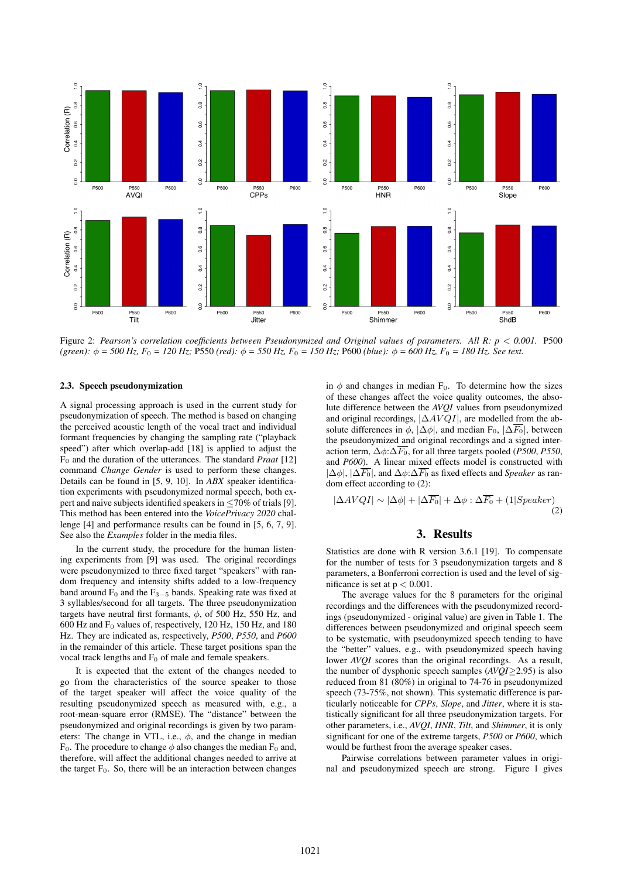Correlation (R)

1.0 0.8 0.6 0.4 0.2 0.0

P500 P550 P600
AVQI

P500 P550 P600
CPPs

P500 P550 P600
HNR

P500 P550 P600
Slope

Correlation (R)

1.0 0.8 0.6 0.4 0.2 0.0

P500 P550 P600
Tilt

P500 P550 P600
Jitter

P500 P550 P600
Shimmer

P500 P550 P600
ShdB

Figure 2: *Pearson's correlation coefficients between Pseudonymized and Original values of parameters. All R: $p < 0.001$.* P500 *(green): $\phi$ = 500 Hz, $F_0$ = 120 Hz;* P550 *(red): $\phi$ = 550 Hz, $F_0$ = 150 Hz;* P600 *(blue): $\phi$ = 600 Hz, $F_0$ = 180 Hz. See text.*

### 2.3. Speech pseudonymization

A signal processing approach is used in the current study for pseudonymization of speech. The method is based on changing the perceived acoustic length of the vocal tract and individual formant frequencies by changing the sampling rate ("playback speed") after which overlap-add [18] is applied to adjust the $F_0$ and the duration of the utterances. The standard *Praat* [12] command *Change Gender* is used to perform these changes. Details can be found in [5, 9, 10]. In *ABX* speaker identification experiments with pseudonymized normal speech, both expert and naive subjects identified speakers in $\leq$70% of trials [9]. This method has been entered into the *VoicePrivacy 2020* challenge [4] and performance results can be found in [5, 6, 7, 9]. See also the *Examples* folder in the media files.

In the current study, the procedure for the human listening experiments from [9] was used. The original recordings were pseudonymized to three fixed target "speakers" with random frequency and intensity shifts added to a low-frequency band around $F_0$ and the $F_{3-5}$ bands. Speaking rate was fixed at 3 syllables/second for all targets. The three pseudonymization targets have neutral first formants, $\phi$, of 500 Hz, 550 Hz, and 600 Hz and $F_0$ values of, respectively, 120 Hz, 150 Hz, and 180 Hz. They are indicated as, respectively, *P500*, *P550*, and *P600* in the remainder of this article. These target positions span the vocal track lengths and $F_0$ of male and female speakers.

It is expected that the extent of the changes needed to go from the characteristics of the source speaker to those of the target speaker will affect the voice quality of the resulting pseudonymized speech as measured with, e.g., a root-mean-square error (RMSE). The "distance" between the pseudonymized and original recordings is given by two parameters: The change in VTL, i.e., $\phi$, and the change in median $F_0$. The procedure to change $\phi$ also changes the median $F_0$ and, therefore, will affect the additional changes needed to arrive at the target $F_0$. So, there will be an interaction between changes in $\phi$ and changes in median $F_0$. To determine how the sizes of these changes affect the voice quality outcomes, the absolute difference between the *AVQI* values from pseudonymized and original recordings, $|\Delta AVQI|$, are modelled from the absolute differences in $\phi$, $|\Delta\phi|$, and median $F_0$, $|\Delta\overline{F_0}|$, between the pseudonymized and original recordings and a signed interaction term, $\Delta\phi$:$\Delta\overline{F_0}$, for all three targets pooled (*P500*, *P550*, and *P600*). A linear mixed effects model is constructed with $|\Delta\phi|$, $|\Delta\overline{F_0}|$, and $\Delta\phi$:$\Delta\overline{F_0}$ as fixed effects and *Speaker* as random effect according to (2):

$$|\Delta AVQI| \sim |\Delta\phi| + |\Delta\overline{F_0}| + \Delta\phi : \Delta\overline{F_0} + (1|Speaker) \quad (2)$$

## 3. Results

Statistics are done with R version 3.6.1 [19]. To compensate for the number of tests for 3 pseudonymization targets and 8 parameters, a Bonferroni correction is used and the level of significance is set at $p < 0.001$.

The average values for the 8 parameters for the original recordings and the differences with the pseudonymized recordings (pseudonymized - original value) are given in Table 1. The differences between pseudonymized and original speech seem to be systematic, with pseudonymized speech tending to have the "better" values, e.g., with pseudonymized speech having lower *AVQI* scores than the original recordings. As a result, the number of dysphonic speech samples (*AVQI*$\geq$2.95) is also reduced from 81 (80%) in original to 74-76 in pseudonymized speech (73-75%, not shown). This systematic difference is particularly noticeable for *CPPs*, *Slope*, and *Jitter*, where it is statistically significant for all three pseudonymization targets. For other parameters, i.e., *AVQI*, *HNR*, *Tilt*, and *Shimmer*, it is only significant for one of the extreme targets, *P500* or *P600*, which would be furthest from the average speaker cases.

Pairwise correlations between parameter values in original and pseudonymized speech are strong. Figure 1 gives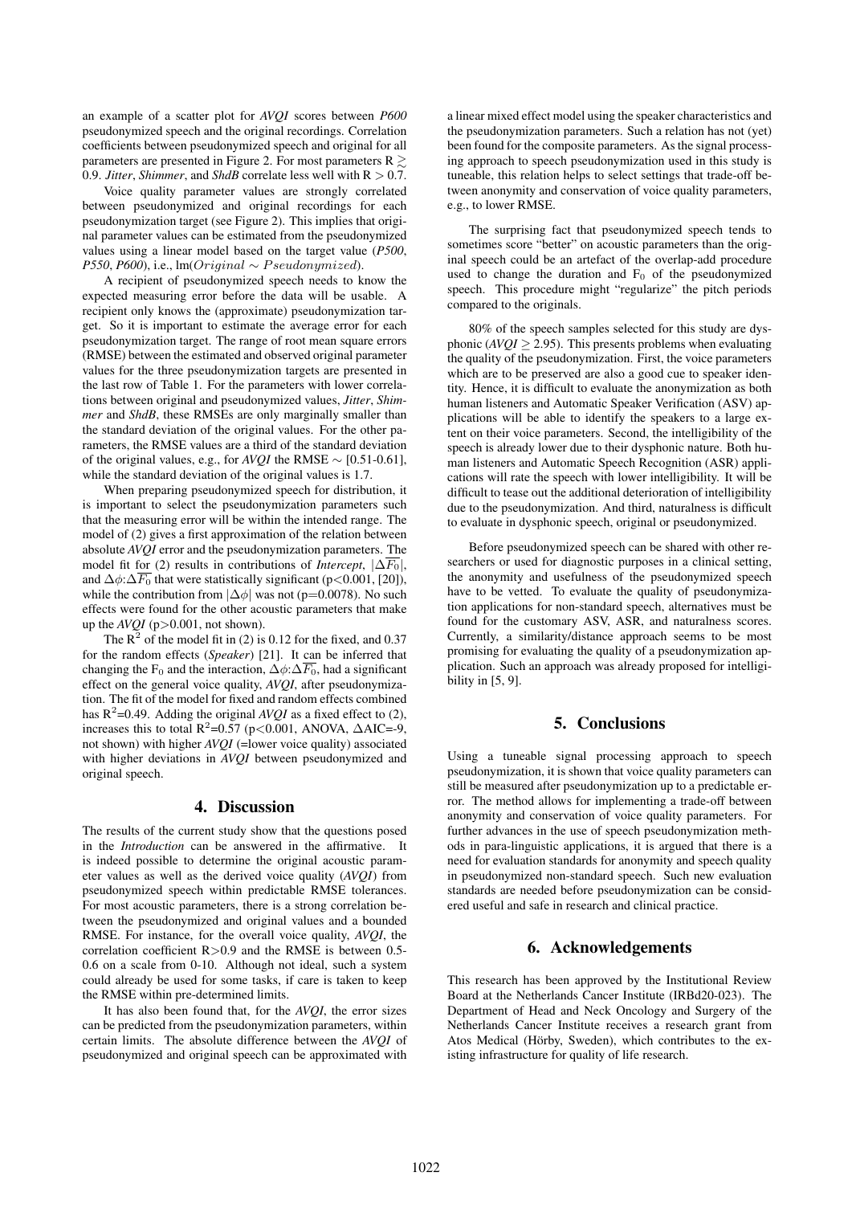an example of a scatter plot for *AVQI* scores between *P600* pseudonymized speech and the original recordings. Correlation coefficients between pseudonymized speech and original for all parameters are presented in Figure 2. For most parameters R $\gtrsim$ 0.9. *Jitter*, *Shimmer*, and *ShdB* correlate less well with R $>$ 0.7.

Voice quality parameter values are strongly correlated between pseudonymized and original recordings for each pseudonymization target (see Figure 2). This implies that original parameter values can be estimated from the pseudonymized values using a linear model based on the target value (*P500*, *P550*, *P600*), i.e., lm($Original \sim Pseudonymized$).

A recipient of pseudonymized speech needs to know the expected measuring error before the data will be usable. A recipient only knows the (approximate) pseudonymization target. So it is important to estimate the average error for each pseudonymization target. The range of root mean square errors (RMSE) between the estimated and observed original parameter values for the three pseudonymization targets are presented in the last row of Table 1. For the parameters with lower correlations between original and pseudonymized values, *Jitter*, *Shimmer* and *ShdB*, these RMSEs are only marginally smaller than the standard deviation of the original values. For the other parameters, the RMSE values are a third of the standard deviation of the original values, e.g., for *AVQI* the RMSE $\sim$ [0.51-0.61], while the standard deviation of the original values is 1.7.

When preparing pseudonymized speech for distribution, it is important to select the pseudonymization parameters such that the measuring error will be within the intended range. The model of (2) gives a first approximation of the relation between absolute *AVQI* error and the pseudonymization parameters. The model fit for (2) results in contributions of *Intercept*, $|\Delta\overline{F_0}|$, and $\Delta\phi$:$\Delta\overline{F_0}$ that were statistically significant ($p<0.001$, [20]), while the contribution from $|\Delta\phi|$ was not ($p=0.0078$). No such effects were found for the other acoustic parameters that make up the *AVQI* ($p>0.001$, not shown).

The $R^2$ of the model fit in (2) is 0.12 for the fixed, and 0.37 for the random effects (*Speaker*) [21]. It can be inferred that changing the $F_0$ and the interaction, $\Delta\phi$:$\Delta\overline{F_0}$, had a significant effect on the general voice quality, *AVQI*, after pseudonymization. The fit of the model for fixed and random effects combined has $R^2$=0.49. Adding the original *AVQI* as a fixed effect to (2), increases this to total $R^2$=0.57 ($p<0.001$, ANOVA, $\Delta$AIC=-9, not shown) with higher *AVQI* (=lower voice quality) associated with higher deviations in *AVQI* between pseudonymized and original speech.

## 4. Discussion

The results of the current study show that the questions posed in the *Introduction* can be answered in the affirmative. It is indeed possible to determine the original acoustic parameter values as well as the derived voice quality (*AVQI*) from pseudonymized speech within predictable RMSE tolerances. For most acoustic parameters, there is a strong correlation between the pseudonymized and original values and a bounded RMSE. For instance, for the overall voice quality, *AVQI*, the correlation coefficient R>0.9 and the RMSE is between 0.5-0.6 on a scale from 0-10. Although not ideal, such a system could already be used for some tasks, if care is taken to keep the RMSE within pre-determined limits.

It has also been found that, for the *AVQI*, the error sizes can be predicted from the pseudonymization parameters, within certain limits. The absolute difference between the *AVQI* of pseudonymized and original speech can be approximated with a linear mixed effect model using the speaker characteristics and the pseudonymization parameters. Such a relation has not (yet) been found for the composite parameters. As the signal processing approach to speech pseudonymization used in this study is tuneable, this relation helps to select settings that trade-off between anonymity and conservation of voice quality parameters, e.g., to lower RMSE.

The surprising fact that pseudonymized speech tends to sometimes score "better" on acoustic parameters than the original speech could be an artefact of the overlap-add procedure used to change the duration and $F_0$ of the pseudonymized speech. This procedure might "regularize" the pitch periods compared to the originals.

80% of the speech samples selected for this study are dysphonic (*AVQI* $\geq$ 2.95). This presents problems when evaluating the quality of the pseudonymization. First, the voice parameters which are to be preserved are also a good cue to speaker identity. Hence, it is difficult to evaluate the anonymization as both human listeners and Automatic Speaker Verification (ASV) applications will be able to identify the speakers to a large extent on their voice parameters. Second, the intelligibility of the speech is already lower due to their dysphonic nature. Both human listeners and Automatic Speech Recognition (ASR) applications will rate the speech with lower intelligibility. It will be difficult to tease out the additional deterioration of intelligibility due to the pseudonymization. And third, naturalness is difficult to evaluate in dysphonic speech, original or pseudonymized.

Before pseudonymized speech can be shared with other researchers or used for diagnostic purposes in a clinical setting, the anonymity and usefulness of the pseudonymized speech have to be vetted. To evaluate the quality of pseudonymization applications for non-standard speech, alternatives must be found for the customary ASV, ASR, and naturalness scores. Currently, a similarity/distance approach seems to be most promising for evaluating the quality of a pseudonymization application. Such an approach was already proposed for intelligibility in [5, 9].

## 5. Conclusions

Using a tuneable signal processing approach to speech pseudonymization, it is shown that voice quality parameters can still be measured after pseudonymization up to a predictable error. The method allows for implementing a trade-off between anonymity and conservation of voice quality parameters. For further advances in the use of speech pseudonymization methods in para-linguistic applications, it is argued that there is a need for evaluation standards for anonymity and speech quality in pseudonymized non-standard speech. Such new evaluation standards are needed before pseudonymization can be considered useful and safe in research and clinical practice.

## 6. Acknowledgements

This research has been approved by the Institutional Review Board at the Netherlands Cancer Institute (IRBd20-023). The Department of Head and Neck Oncology and Surgery of the Netherlands Cancer Institute receives a research grant from Atos Medical (Hörby, Sweden), which contributes to the existing infrastructure for quality of life research.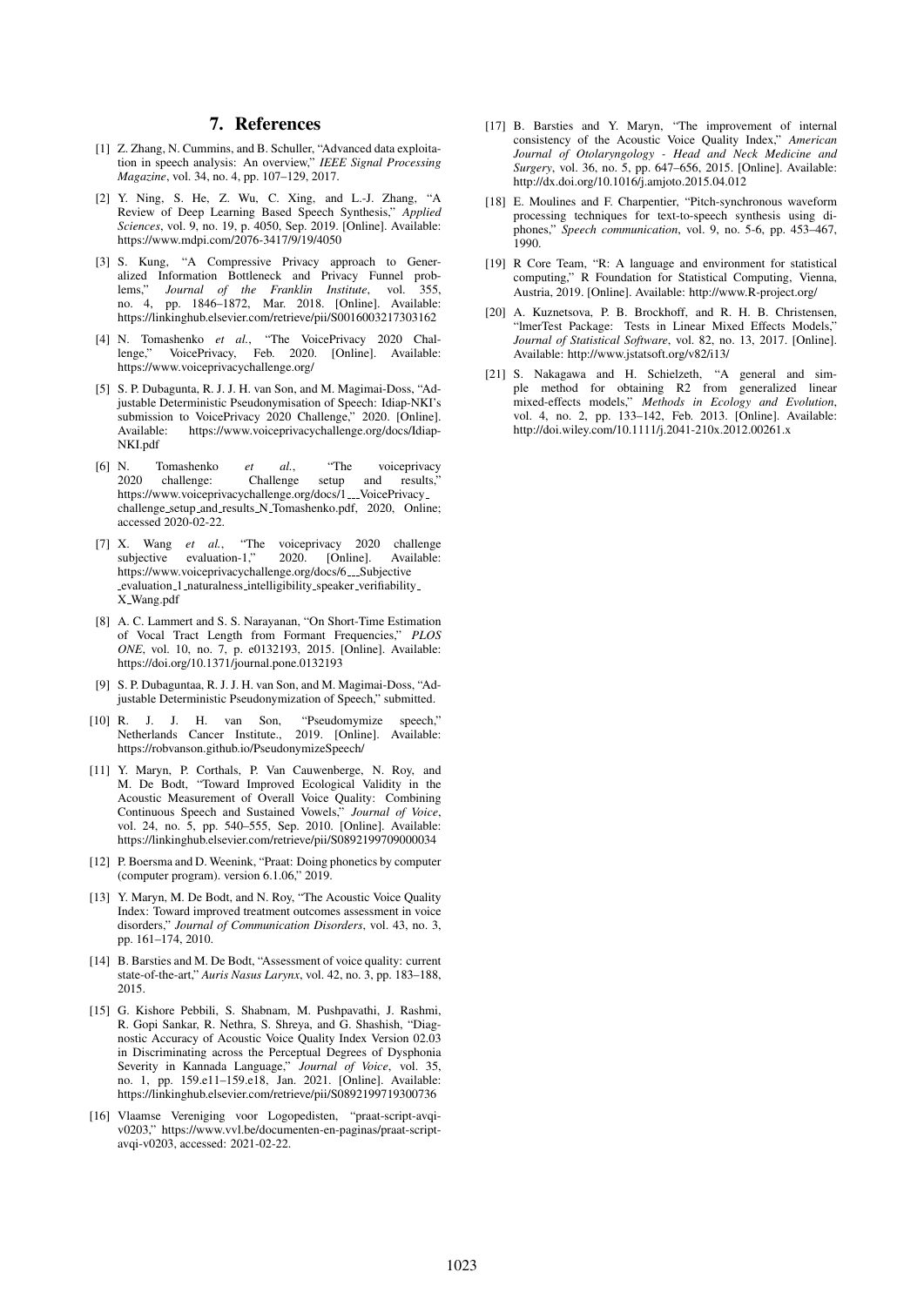## 7. References

[1] Z. Zhang, N. Cummins, and B. Schuller, "Advanced data exploitation in speech analysis: An overview," *IEEE Signal Processing Magazine*, vol. 34, no. 4, pp. 107–129, 2017.

[2] Y. Ning, S. He, Z. Wu, C. Xing, and L.-J. Zhang, "A Review of Deep Learning Based Speech Synthesis," *Applied Sciences*, vol. 9, no. 19, p. 4050, Sep. 2019. [Online]. Available: https://www.mdpi.com/2076-3417/9/19/4050

[3] S. Kung, "A Compressive Privacy approach to Generalized Information Bottleneck and Privacy Funnel problems," *Journal of the Franklin Institute*, vol. 355, no. 4, pp. 1846–1872, Mar. 2018. [Online]. Available: https://linkinghub.elsevier.com/retrieve/pii/S0016003217303162

[4] N. Tomashenko *et al.*, "The VoicePrivacy 2020 Challenge," VoicePrivacy, Feb. 2020. [Online]. Available: https://www.voiceprivacychallenge.org/

[5] S. P. Dubagunta, R. J. J. H. van Son, and M. Magimai-Doss, "Adjustable Deterministic Pseudonymisation of Speech: Idiap-NKI's submission to VoicePrivacy 2020 Challenge," 2020. [Online]. Available: https://www.voiceprivacychallenge.org/docs/Idiap-NKI.pdf

[6] N. Tomashenko *et al.*, "The voiceprivacy 2020 challenge: Challenge setup and results," https://www.voiceprivacychallenge.org/docs/1___VoicePrivacy_challenge_setup_and_results_N_Tomashenko.pdf, 2020, Online; accessed 2020-02-22.

[7] X. Wang *et al.*, "The voiceprivacy 2020 challenge subjective evaluation-1," 2020. [Online]. Available: https://www.voiceprivacychallenge.org/docs/6___Subjective_evaluation_1_naturalness_intelligibility_speaker_verifiability_X_Wang.pdf

[8] A. C. Lammert and S. S. Narayanan, "On Short-Time Estimation of Vocal Tract Length from Formant Frequencies," *PLOS ONE*, vol. 10, no. 7, p. e0132193, 2015. [Online]. Available: https://doi.org/10.1371/journal.pone.0132193

[9] S. P. Dubaguntaa, R. J. J. H. van Son, and M. Magimai-Doss, "Adjustable Deterministic Pseudonymization of Speech," submitted.

[10] R. J. J. H. van Son, "Pseudomymize speech," Netherlands Cancer Institute., 2019. [Online]. Available: https://robvanson.github.io/PseudonymizeSpeech/

[11] Y. Maryn, P. Corthals, P. Van Cauwenberge, N. Roy, and M. De Bodt, "Toward Improved Ecological Validity in the Acoustic Measurement of Overall Voice Quality: Combining Continuous Speech and Sustained Vowels," *Journal of Voice*, vol. 24, no. 5, pp. 540–555, Sep. 2010. [Online]. Available: https://linkinghub.elsevier.com/retrieve/pii/S0892199709000034

[12] P. Boersma and D. Weenink, "Praat: Doing phonetics by computer (computer program). version 6.1.06," 2019.

[13] Y. Maryn, M. De Bodt, and N. Roy, "The Acoustic Voice Quality Index: Toward improved treatment outcomes assessment in voice disorders," *Journal of Communication Disorders*, vol. 43, no. 3, pp. 161–174, 2010.

[14] B. Barsties and M. De Bodt, "Assessment of voice quality: current state-of-the-art," *Auris Nasus Larynx*, vol. 42, no. 3, pp. 183–188, 2015.

[15] G. Kishore Pebbili, S. Shabnam, M. Pushpavathi, J. Rashmi, R. Gopi Sankar, R. Nethra, S. Shreya, and G. Shashish, "Diagnostic Accuracy of Acoustic Voice Quality Index Version 02.03 in Discriminating across the Perceptual Degrees of Dysphonia Severity in Kannada Language," *Journal of Voice*, vol. 35, no. 1, pp. 159.e11–159.e18, Jan. 2021. [Online]. Available: https://linkinghub.elsevier.com/retrieve/pii/S0892199719300736

[16] Vlaamse Vereniging voor Logopedisten, "praat-script-avqi-v0203," https://www.vvl.be/documenten-en-paginas/praat-script-avqi-v0203, accessed: 2021-02-22.

[17] B. Barsties and Y. Maryn, "The improvement of internal consistency of the Acoustic Voice Quality Index," *American Journal of Otolaryngology - Head and Neck Medicine and Surgery*, vol. 36, no. 5, pp. 647–656, 2015. [Online]. Available: http://dx.doi.org/10.1016/j.amjoto.2015.04.012

[18] E. Moulines and F. Charpentier, "Pitch-synchronous waveform processing techniques for text-to-speech synthesis using diphones," *Speech communication*, vol. 9, no. 5-6, pp. 453–467, 1990.

[19] R Core Team, "R: A language and environment for statistical computing," R Foundation for Statistical Computing, Vienna, Austria, 2019. [Online]. Available: http://www.R-project.org/

[20] A. Kuznetsova, P. B. Brockhoff, and R. H. B. Christensen, "lmerTest Package: Tests in Linear Mixed Effects Models," *Journal of Statistical Software*, vol. 82, no. 13, 2017. [Online]. Available: http://www.jstatsoft.org/v82/i13/

[21] S. Nakagawa and H. Schielzeth, "A general and simple method for obtaining R2 from generalized linear mixed-effects models," *Methods in Ecology and Evolution*, vol. 4, no. 2, pp. 133–142, Feb. 2013. [Online]. Available: http://doi.wiley.com/10.1111/j.2041-210x.2012.00261.x